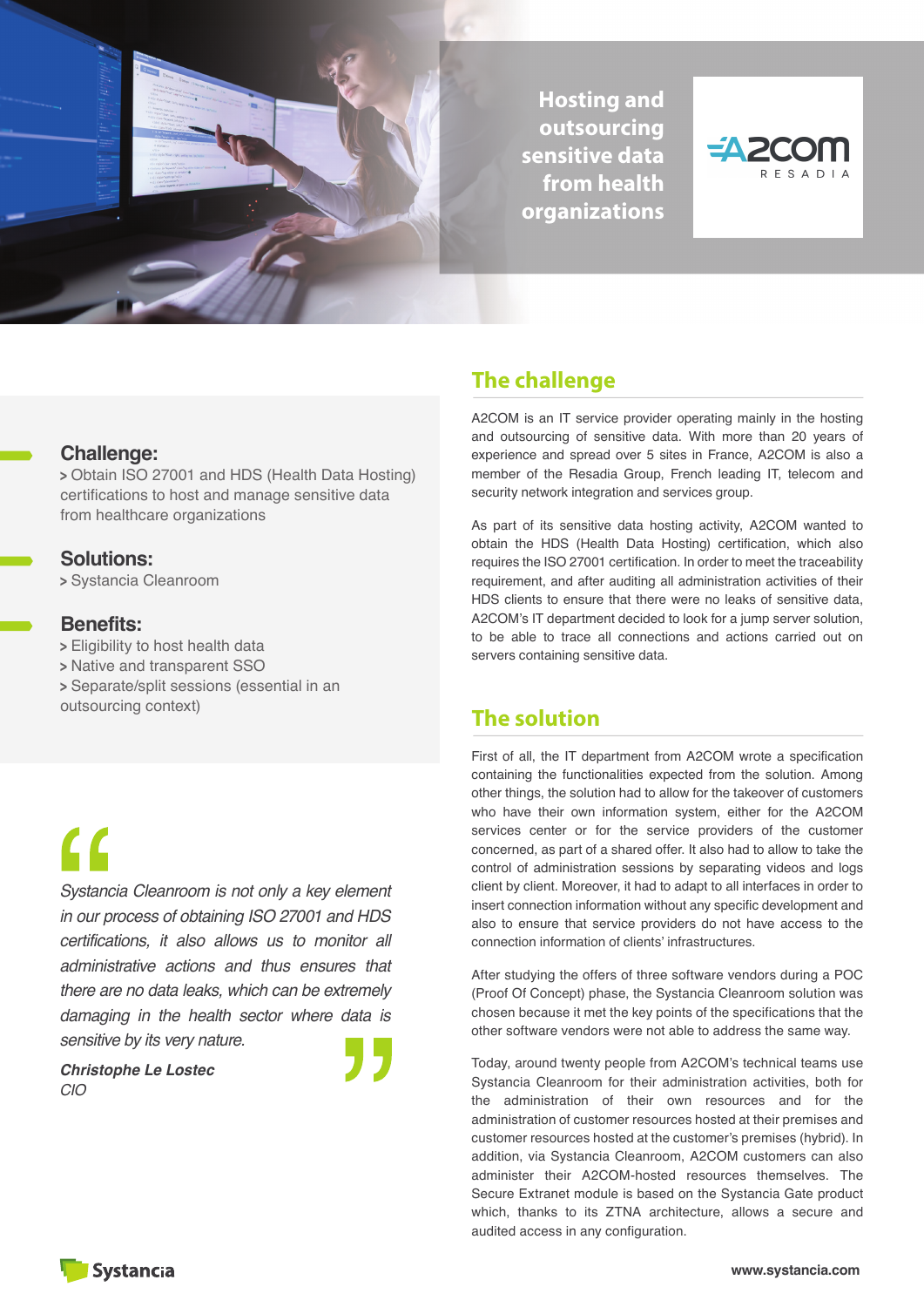# Hosting and outsourcing sensitive data from health organizations

A2COM RESADIA

**Challenge:**

> Obtain ISO 27001 and HDS (Health Data Hosting) certifications to host and manage sensitive data from healthcare organizations

**Solutions:**

> Systancia Cleanroom

**Benefits:**

> Eligibility to host health data
> Native and transparent SSO
> Separate/split sessions (essential in an outsourcing context)

*Systancia Cleanroom is not only a key element in our process of obtaining ISO 27001 and HDS certifications, it also allows us to monitor all administrative actions and thus ensures that there are no data leaks, which can be extremely damaging in the health sector where data is sensitive by its very nature.*

***Christophe Le Lostec***
*CIO*

## The challenge

A2COM is an IT service provider operating mainly in the hosting and outsourcing of sensitive data. With more than 20 years of experience and spread over 5 sites in France, A2COM is also a member of the Resadia Group, French leading IT, telecom and security network integration and services group.

As part of its sensitive data hosting activity, A2COM wanted to obtain the HDS (Health Data Hosting) certification, which also requires the ISO 27001 certification. In order to meet the traceability requirement, and after auditing all administration activities of their HDS clients to ensure that there were no leaks of sensitive data, A2COM's IT department decided to look for a jump server solution, to be able to trace all connections and actions carried out on servers containing sensitive data.

## The solution

First of all, the IT department from A2COM wrote a specification containing the functionalities expected from the solution. Among other things, the solution had to allow for the takeover of customers who have their own information system, either for the A2COM services center or for the service providers of the customer concerned, as part of a shared offer. It also had to allow to take the control of administration sessions by separating videos and logs client by client. Moreover, it had to adapt to all interfaces in order to insert connection information without any specific development and also to ensure that service providers do not have access to the connection information of clients' infrastructures.

After studying the offers of three software vendors during a POC (Proof Of Concept) phase, the Systancia Cleanroom solution was chosen because it met the key points of the specifications that the other software vendors were not able to address the same way.

Today, around twenty people from A2COM's technical teams use Systancia Cleanroom for their administration activities, both for the administration of their own resources and for the administration of customer resources hosted at their premises and customer resources hosted at the customer's premises (hybrid). In addition, via Systancia Cleanroom, A2COM customers can also administer their A2COM-hosted resources themselves. The Secure Extranet module is based on the Systancia Gate product which, thanks to its ZTNA architecture, allows a secure and audited access in any configuration.

Systancia

www.systancia.com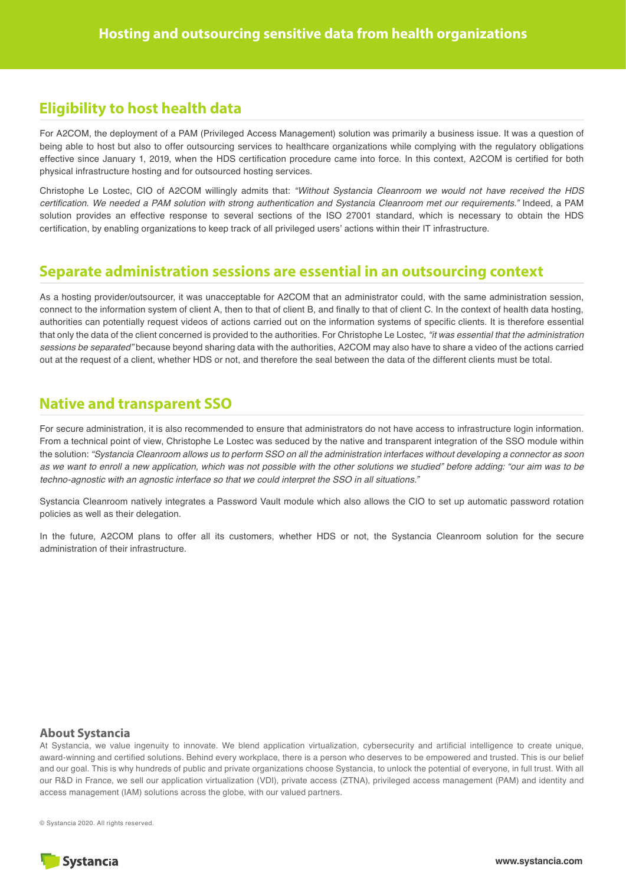# Hosting and outsourcing sensitive data from health organizations

## Eligibility to host health data

For A2COM, the deployment of a PAM (Privileged Access Management) solution was primarily a business issue. It was a question of being able to host but also to offer outsourcing services to healthcare organizations while complying with the regulatory obligations effective since January 1, 2019, when the HDS certification procedure came into force. In this context, A2COM is certified for both physical infrastructure hosting and for outsourced hosting services.

Christophe Le Lostec, CIO of A2COM willingly admits that: *"Without Systancia Cleanroom we would not have received the HDS certification. We needed a PAM solution with strong authentication and Systancia Cleanroom met our requirements."* Indeed, a PAM solution provides an effective response to several sections of the ISO 27001 standard, which is necessary to obtain the HDS certification, by enabling organizations to keep track of all privileged users' actions within their IT infrastructure.

## Separate administration sessions are essential in an outsourcing context

As a hosting provider/outsourcer, it was unacceptable for A2COM that an administrator could, with the same administration session, connect to the information system of client A, then to that of client B, and finally to that of client C. In the context of health data hosting, authorities can potentially request videos of actions carried out on the information systems of specific clients. It is therefore essential that only the data of the client concerned is provided to the authorities. For Christophe Le Lostec, *"it was essential that the administration sessions be separated"* because beyond sharing data with the authorities, A2COM may also have to share a video of the actions carried out at the request of a client, whether HDS or not, and therefore the seal between the data of the different clients must be total.

## Native and transparent SSO

For secure administration, it is also recommended to ensure that administrators do not have access to infrastructure login information. From a technical point of view, Christophe Le Lostec was seduced by the native and transparent integration of the SSO module within the solution: *"Systancia Cleanroom allows us to perform SSO on all the administration interfaces without developing a connector as soon as we want to enroll a new application, which was not possible with the other solutions we studied"* before adding: *"our aim was to be techno-agnostic with an agnostic interface so that we could interpret the SSO in all situations."*

Systancia Cleanroom natively integrates a Password Vault module which also allows the CIO to set up automatic password rotation policies as well as their delegation.

In the future, A2COM plans to offer all its customers, whether HDS or not, the Systancia Cleanroom solution for the secure administration of their infrastructure.

### About Systancia

At Systancia, we value ingenuity to innovate. We blend application virtualization, cybersecurity and artificial intelligence to create unique, award-winning and certified solutions. Behind every workplace, there is a person who deserves to be empowered and trusted. This is our belief and our goal. This is why hundreds of public and private organizations choose Systancia, to unlock the potential of everyone, in full trust. With all our R&D in France, we sell our application virtualization (VDI), private access (ZTNA), privileged access management (PAM) and identity and access management (IAM) solutions across the globe, with our valued partners.

© Systancia 2020. All rights reserved.

Systancia

www.systancia.com